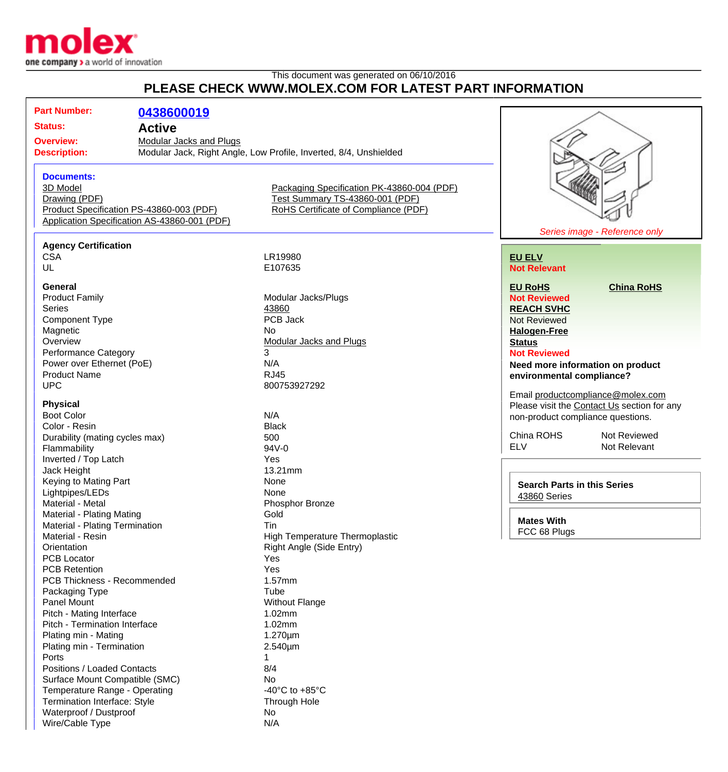This document was generated on 06/10/2016

# PLEASE CHECK WWW.MOLEX.COM FOR LATEST PART INFORMATION

| | |
|---|---|
| **Part Number:** | **0438600019** |
| **Status:** | **Active** |
| **Overview:** | Modular Jacks and Plugs |
| **Description:** | Modular Jack, Right Angle, Low Profile, Inverted, 8/4, Unshielded |

**Documents:**

- 3D Model
- Drawing (PDF)
- Product Specification PS-43860-003 (PDF)
- Application Specification AS-43860-001 (PDF)
- Packaging Specification PK-43860-004 (PDF)
- Test Summary TS-43860-001 (PDF)
- RoHS Certificate of Compliance (PDF)

*Series image - Reference only*

**EU ELV**
Not Relevant

**EU RoHS**
Not Reviewed

**China RoHS**

**REACH SVHC**
Not Reviewed

**Halogen-Free Status**
Not Reviewed

**Need more information on product environmental compliance?**

Email productcompliance@molex.com
Please visit the Contact Us section for any non-product compliance questions.

| | |
|---|---|
| China ROHS | Not Reviewed |
| ELV | Not Relevant |

**Search Parts in this Series**
43860 Series

**Mates With**
FCC 68 Plugs

### Agency Certification

| | |
|---|---|
| CSA | LR19980 |
| UL | E107635 |

### General

| | |
|---|---|
| Product Family | Modular Jacks/Plugs |
| Series | 43860 |
| Component Type | PCB Jack |
| Magnetic | No |
| Overview | Modular Jacks and Plugs |
| Performance Category | 3 |
| Power over Ethernet (PoE) | N/A |
| Product Name | RJ45 |
| UPC | 800753927292 |

### Physical

| | |
|---|---|
| Boot Color | N/A |
| Color - Resin | Black |
| Durability (mating cycles max) | 500 |
| Flammability | 94V-0 |
| Inverted / Top Latch | Yes |
| Jack Height | 13.21mm |
| Keying to Mating Part | None |
| Lightpipes/LEDs | None |
| Material - Metal | Phosphor Bronze |
| Material - Plating Mating | Gold |
| Material - Plating Termination | Tin |
| Material - Resin | High Temperature Thermoplastic |
| Orientation | Right Angle (Side Entry) |
| PCB Locator | Yes |
| PCB Retention | Yes |
| PCB Thickness - Recommended | 1.57mm |
| Packaging Type | Tube |
| Panel Mount | Without Flange |
| Pitch - Mating Interface | 1.02mm |
| Pitch - Termination Interface | 1.02mm |
| Plating min - Mating | 1.270µm |
| Plating min - Termination | 2.540µm |
| Ports | 1 |
| Positions / Loaded Contacts | 8/4 |
| Surface Mount Compatible (SMC) | No |
| Temperature Range - Operating | -40°C to +85°C |
| Termination Interface: Style | Through Hole |
| Waterproof / Dustproof | No |
| Wire/Cable Type | N/A |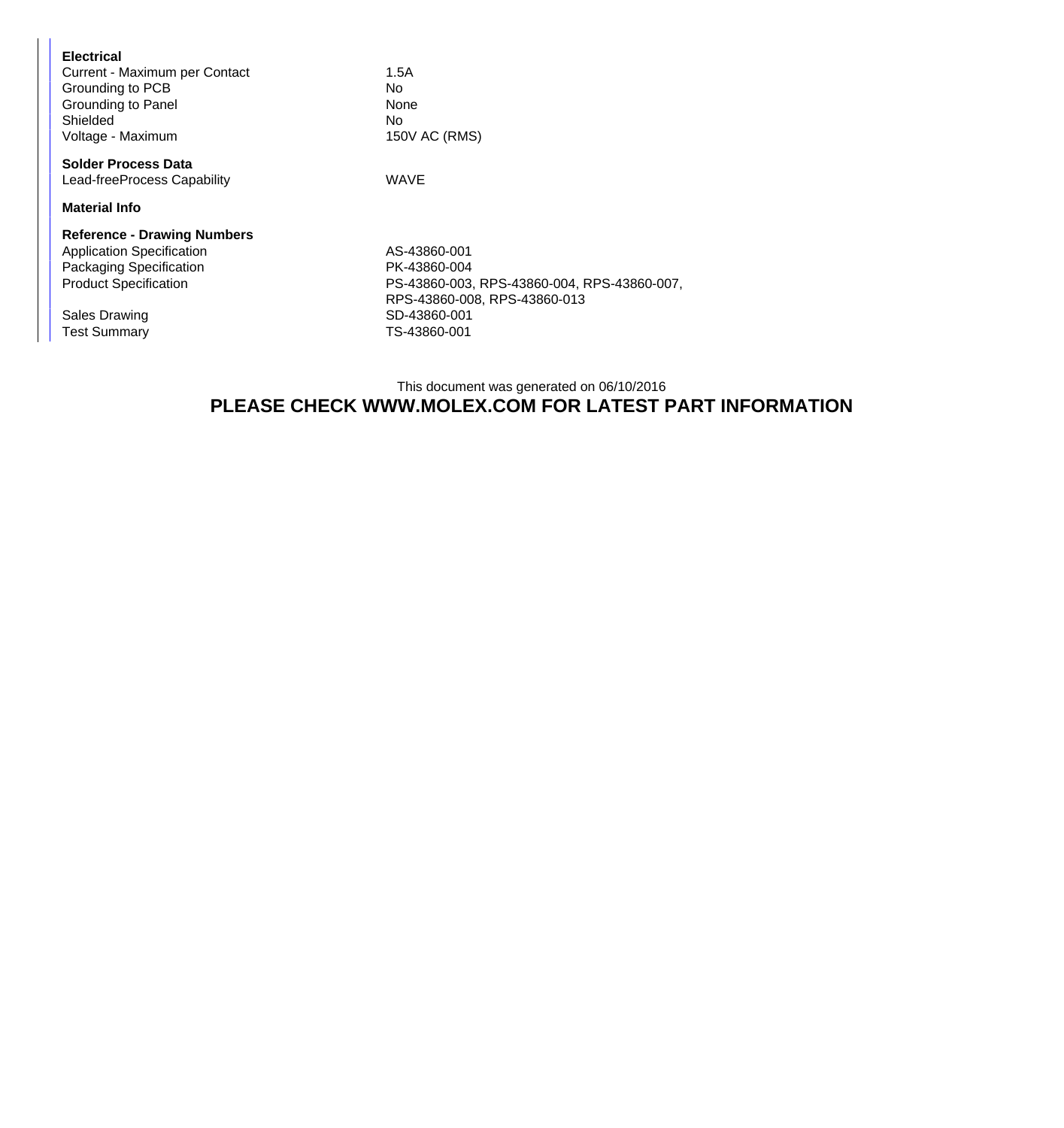**Electrical**

| | |
|---|---|
| Current - Maximum per Contact | 1.5A |
| Grounding to PCB | No |
| Grounding to Panel | None |
| Shielded | No |
| Voltage - Maximum | 150V AC (RMS) |

**Solder Process Data**

| | |
|---|---|
| Lead-freeProcess Capability | WAVE |

**Material Info**

**Reference - Drawing Numbers**

| | |
|---|---|
| Application Specification | AS-43860-001 |
| Packaging Specification | PK-43860-004 |
| Product Specification | PS-43860-003, RPS-43860-004, RPS-43860-007, RPS-43860-008, RPS-43860-013 |
| Sales Drawing | SD-43860-001 |
| Test Summary | TS-43860-001 |

This document was generated on 06/10/2016

**PLEASE CHECK WWW.MOLEX.COM FOR LATEST PART INFORMATION**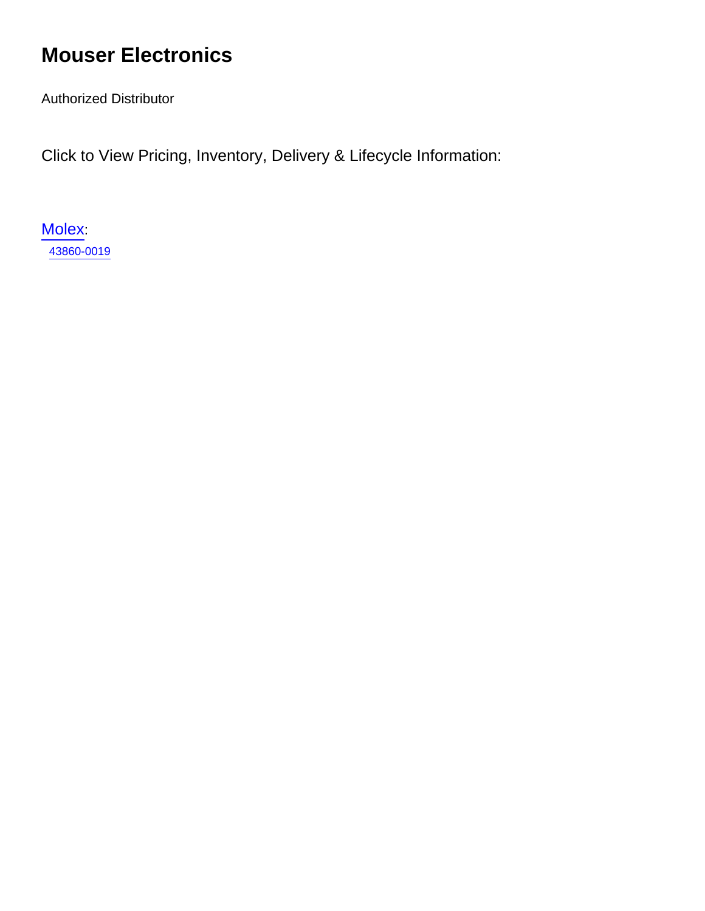# Mouser Electronics

Authorized Distributor

Click to View Pricing, Inventory, Delivery & Lifecycle Information:

Molex:

43860-0019